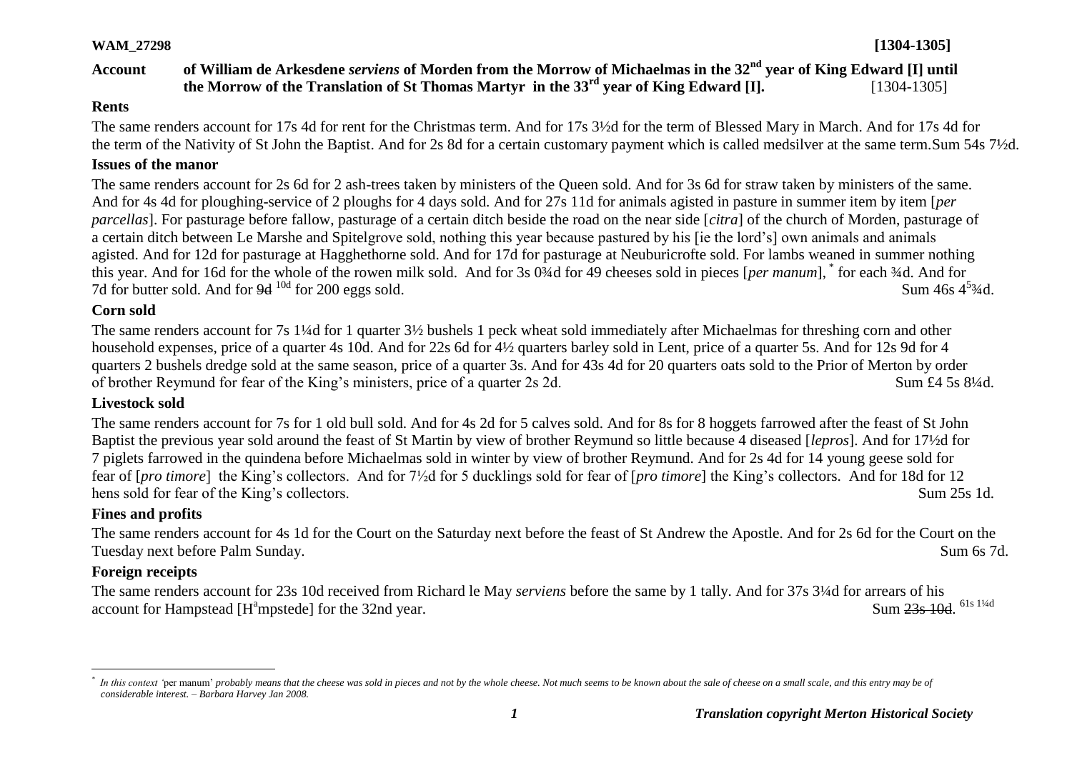**WAM_27298** **[1304-1305]**

**Account of William de Arkesdene *serviens* of Morden from the Morrow of Michaelmas in the 32nd year of King Edward [I] until the Morrow of the Translation of St Thomas Martyr in the 33rd year of King Edward [I].** [1304-1305]

## Rents

The same renders account for 17s 4d for rent for the Christmas term. And for 17s 3½d for the term of Blessed Mary in March. And for 17s 4d for the term of the Nativity of St John the Baptist. And for 2s 8d for a certain customary payment which is called medsilver at the same term. Sum 54s 7½d.

## Issues of the manor

The same renders account for 2s 6d for 2 ash-trees taken by ministers of the Queen sold. And for 3s 6d for straw taken by ministers of the same. And for 4s 4d for ploughing-service of 2 ploughs for 4 days sold. And for 27s 11d for animals agisted in pasture in summer item by item [*per parcellas*]. For pasturage before fallow, pasturage of a certain ditch beside the road on the near side [*citra*] of the church of Morden, pasturage of a certain ditch between Le Marshe and Spitelgrove sold, nothing this year because pastured by his [ie the lord's] own animals and animals agisted. And for 12d for pasturage at Hagghethorne sold. And for 17d for pasturage at Neuburicrofte sold. For lambs weaned in summer nothing this year. And for 16d for the whole of the rowen milk sold. And for 3s 0¾d for 49 cheeses sold in pieces [*per manum*],[*] for each ¾d. And for 7d for butter sold. And for ~~9d~~ [10d] for 200 eggs sold. Sum 46s 4[5]¾d.

## Corn sold

The same renders account for 7s 1¼d for 1 quarter 3½ bushels 1 peck wheat sold immediately after Michaelmas for threshing corn and other household expenses, price of a quarter 4s 10d. And for 22s 6d for 4½ quarters barley sold in Lent, price of a quarter 5s. And for 12s 9d for 4 quarters 2 bushels dredge sold at the same season, price of a quarter 3s. And for 43s 4d for 20 quarters oats sold to the Prior of Merton by order of brother Reymund for fear of the King's ministers, price of a quarter 2s 2d. Sum £4 5s 8¼d.

## Livestock sold

The same renders account for 7s for 1 old bull sold. And for 4s 2d for 5 calves sold. And for 8s for 8 hoggets farrowed after the feast of St John Baptist the previous year sold around the feast of St Martin by view of brother Reymund so little because 4 diseased [*lepros*]. And for 17½d for 7 piglets farrowed in the quindena before Michaelmas sold in winter by view of brother Reymund. And for 2s 4d for 14 young geese sold for fear of [*pro timore*] the King's collectors. And for 7½d for 5 ducklings sold for fear of [*pro timore*] the King's collectors. And for 18d for 12 hens sold for fear of the King's collectors. Sum 25s 1d.

## Fines and profits

The same renders account for 4s 1d for the Court on the Saturday next before the feast of St Andrew the Apostle. And for 2s 6d for the Court on the Tuesday next before Palm Sunday. Sum 6s 7d.

## Foreign receipts

The same renders account for 23s 10d received from Richard le May *serviens* before the same by 1 tally. And for 37s 3¼d for arrears of his account for Hampstead [H[a]mpstede] for the 32nd year. Sum ~~23s 10d~~. [61s 1¼d]

---

[*] *In this context* 'per manum' *probably means that the cheese was sold in pieces and not by the whole cheese. Not much seems to be known about the sale of cheese on a small scale, and this entry may be of considerable interest. – Barbara Harvey Jan 2008.*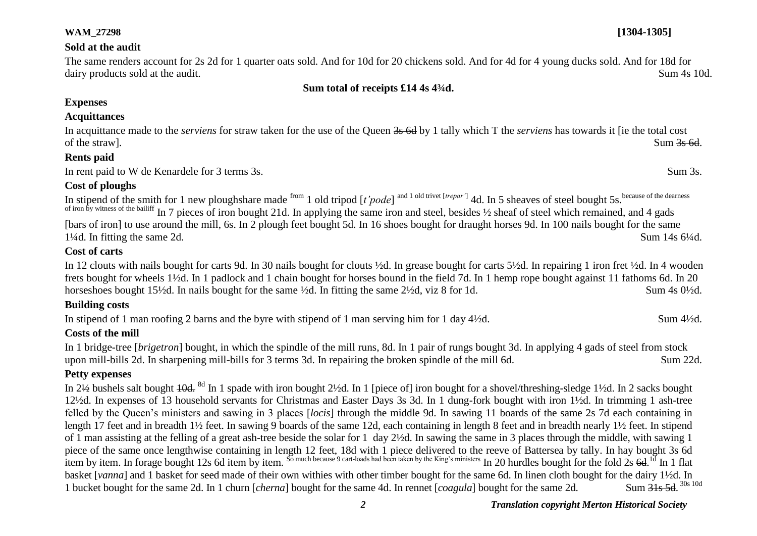**WAM_27298** **[1304-1305]**

**Sold at the audit**

The same renders account for 2s 2d for 1 quarter oats sold. And for 10d for 20 chickens sold. And for 4d for 4 young ducks sold. And for 18d for dairy products sold at the audit. Sum 4s 10d.

**Sum total of receipts £14 4s 4¾d.**

**Expenses**

**Acquittances**

In acquittance made to the *serviens* for straw taken for the use of the Queen ~~3s 6d~~ by 1 tally which T the *serviens* has towards it [ie the total cost of the straw]. Sum ~~3s 6d~~.

**Rents paid**

In rent paid to W de Kenardele for 3 terms 3s. Sum 3s.

**Cost of ploughs**

In stipend of the smith for 1 new ploughshare made from 1 old tripod [*t'pode*] and 1 old trivet [*trepar'*] 4d. In 5 sheaves of steel bought 5s. because of the dearness of iron by witness of the bailiff In 7 pieces of iron bought 21d. In applying the same iron and steel, besides ½ sheaf of steel which remained, and 4 gads [bars of iron] to use around the mill, 6s. In 2 plough feet bought 5d. In 16 shoes bought for draught horses 9d. In 100 nails bought for the same 1¼d. In fitting the same 2d. Sum 14s 6¼d.

**Cost of carts**

In 12 clouts with nails bought for carts 9d. In 30 nails bought for clouts ½d. In grease bought for carts 5½d. In repairing 1 iron fret ½d. In 4 wooden frets bought for wheels 1½d. In 1 padlock and 1 chain bought for horses bound in the field 7d. In 1 hemp rope bought against 11 fathoms 6d. In 20 horseshoes bought 15½d. In nails bought for the same ½d. In fitting the same 2½d, viz 8 for 1d. Sum 4s 0½d.

**Building costs**

In stipend of 1 man roofing 2 barns and the byre with stipend of 1 man serving him for 1 day 4½d. Sum 4½d.

**Costs of the mill**

In 1 bridge-tree [*brigetron*] bought, in which the spindle of the mill runs, 8d. In 1 pair of rungs bought 3d. In applying 4 gads of steel from stock upon mill-bills 2d. In sharpening mill-bills for 3 terms 3d. In repairing the broken spindle of the mill 6d. Sum 22d.

**Petty expenses**

In 2½ bushels salt bought ~~10d.~~ 8d In 1 spade with iron bought 2½d. In 1 [piece of] iron bought for a shovel/threshing-sledge 1½d. In 2 sacks bought 12½d. In expenses of 13 household servants for Christmas and Easter Days 3s 3d. In 1 dung-fork bought with iron 1½d. In trimming 1 ash-tree felled by the Queen's ministers and sawing in 3 places [*locis*] through the middle 9d. In sawing 11 boards of the same 2s 7d each containing in length 17 feet and in breadth 1½ feet. In sawing 9 boards of the same 12d, each containing in length 8 feet and in breadth nearly 1½ feet. In stipend of 1 man assisting at the felling of a great ash-tree beside the solar for 1 day 2½d. In sawing the same in 3 places through the middle, with sawing 1 piece of the same once lengthwise containing in length 12 feet, 18d with 1 piece delivered to the reeve of Battersea by tally. In hay bought 3s 6d item by item. In forage bought 12s 6d item by item. So much because 9 cart-loads had been taken by the King's ministers In 20 hurdles bought for the fold 2s ~~6d~~. 1d In 1 flat basket [*vanna*] and 1 basket for seed made of their own withies with other timber bought for the same 6d. In linen cloth bought for the dairy 1½d. In 1 bucket bought for the same 2d. In 1 churn [*cherna*] bought for the same 4d. In rennet [*coagula*] bought for the same 2d. Sum ~~31s 5d~~. 30s 10d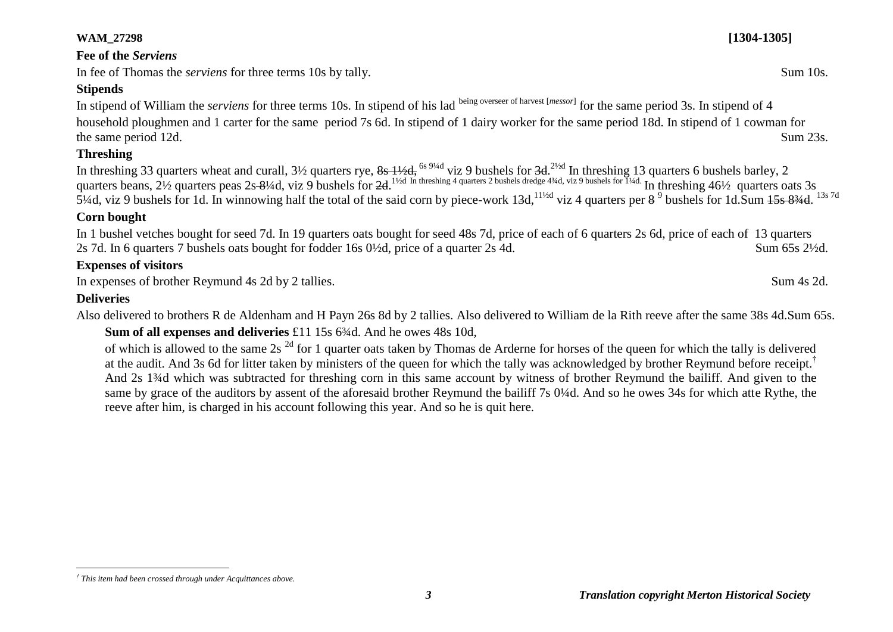**WAM_27298** **[1304-1305]**

**Fee of the *Serviens***

In fee of Thomas the *serviens* for three terms 10s by tally. Sum 10s.

**Stipends**

In stipend of William the *serviens* for three terms 10s. In stipend of his lad being overseer of harvest [*messor*] for the same period 3s. In stipend of 4 household ploughmen and 1 carter for the same period 7s 6d. In stipend of 1 dairy worker for the same period 18d. In stipend of 1 cowman for the same period 12d. Sum 23s.

**Threshing**

In threshing 33 quarters wheat and curall, 3½ quarters rye, ~~8s 1½d,~~ 6s 9¼d viz 9 bushels for ~~3d~~. 2½d In threshing 13 quarters 6 bushels barley, 2 quarters beans, 2½ quarters peas 2s ~~8~~¼d, viz 9 bushels for ~~2d~~. 1½d In threshing 4 quarters 2 bushels dredge 4¾d, viz 9 bushels for 1¼d. In threshing 46½ quarters oats 3s 5¼d, viz 9 bushels for 1d. In winnowing half the total of the said corn by piece-work 1~~3~~d, 11½d viz 4 quarters per ~~8~~ 9 bushels for 1d. Sum ~~15s 8¾d~~. 13s 7d

**Corn bought**

In 1 bushel vetches bought for seed 7d. In 19 quarters oats bought for seed 48s 7d, price of each of 6 quarters 2s 6d, price of each of 13 quarters 2s 7d. In 6 quarters 7 bushels oats bought for fodder 16s 0½d, price of a quarter 2s 4d. Sum 65s 2½d.

**Expenses of visitors**

In expenses of brother Reymund 4s 2d by 2 tallies. Sum 4s 2d.

**Deliveries**

Also delivered to brothers R de Aldenham and H Payn 26s 8d by 2 tallies. Also delivered to William de la Rith reeve after the same 38s 4d. Sum 65s.

**Sum of all expenses and deliveries** £11 15s 6¾d. And he owes 48s 10d,

of which is allowed to the same 2s 2d for 1 quarter oats taken by Thomas de Arderne for horses of the queen for which the tally is delivered at the audit. And 3s 6d for litter taken by ministers of the queen for which the tally was acknowledged by brother Reymund before receipt.† And 2s 1¾d which was subtracted for threshing corn in this same account by witness of brother Reymund the bailiff. And given to the same by grace of the auditors by assent of the aforesaid brother Reymund the bailiff 7s 0¼d. And so he owes 34s for which atte Rythe, the reeve after him, is charged in his account following this year. And so he is quit here.

---

† *This item had been crossed through under Acquittances above.*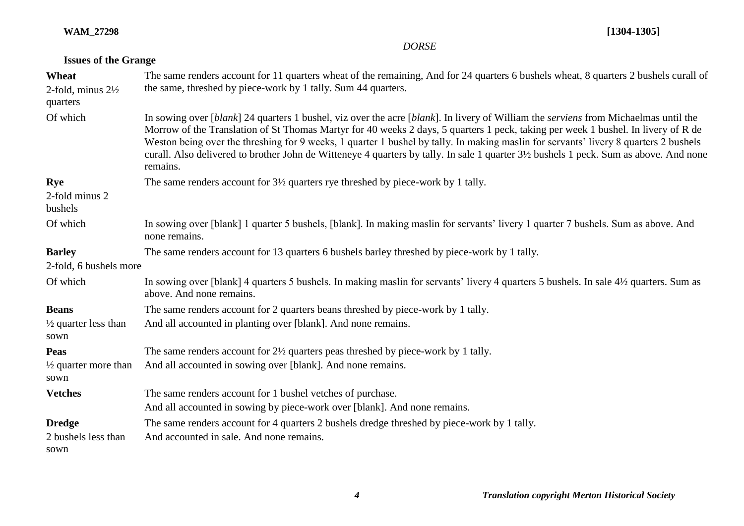*DORSE*

**Issues of the Grange**

| | |
|---|---|
| **Wheat**<br>2-fold, minus 2½ quarters | The same renders account for 11 quarters wheat of the remaining, And for 24 quarters 6 bushels wheat, 8 quarters 2 bushels curall of the same, threshed by piece-work by 1 tally. Sum 44 quarters. |
| Of which | In sowing over [*blank*] 24 quarters 1 bushel, viz over the acre [*blank*]. In livery of William the *serviens* from Michaelmas until the Morrow of the Translation of St Thomas Martyr for 40 weeks 2 days, 5 quarters 1 peck, taking per week 1 bushel. In livery of R de Weston being over the threshing for 9 weeks, 1 quarter 1 bushel by tally. In making maslin for servants' livery 8 quarters 2 bushels curall. Also delivered to brother John de Witteneye 4 quarters by tally. In sale 1 quarter 3½ bushels 1 peck. Sum as above. And none remains. |
| **Rye**<br>2-fold minus 2 bushels | The same renders account for 3½ quarters rye threshed by piece-work by 1 tally. |
| Of which | In sowing over [blank] 1 quarter 5 bushels, [blank]. In making maslin for servants' livery 1 quarter 7 bushels. Sum as above. And none remains. |
| **Barley**<br>2-fold, 6 bushels more | The same renders account for 13 quarters 6 bushels barley threshed by piece-work by 1 tally. |
| Of which | In sowing over [blank] 4 quarters 5 bushels. In making maslin for servants' livery 4 quarters 5 bushels. In sale 4½ quarters. Sum as above. And none remains. |
| **Beans**<br>½ quarter less than sown | The same renders account for 2 quarters beans threshed by piece-work by 1 tally.<br>And all accounted in planting over [blank]. And none remains. |
| **Peas**<br>½ quarter more than sown | The same renders account for 2½ quarters peas threshed by piece-work by 1 tally.<br>And all accounted in sowing over [blank]. And none remains. |
| **Vetches** | The same renders account for 1 bushel vetches of purchase.<br>And all accounted in sowing by piece-work over [blank]. And none remains. |
| **Dredge**<br>2 bushels less than sown | The same renders account for 4 quarters 2 bushels dredge threshed by piece-work by 1 tally.<br>And accounted in sale. And none remains. |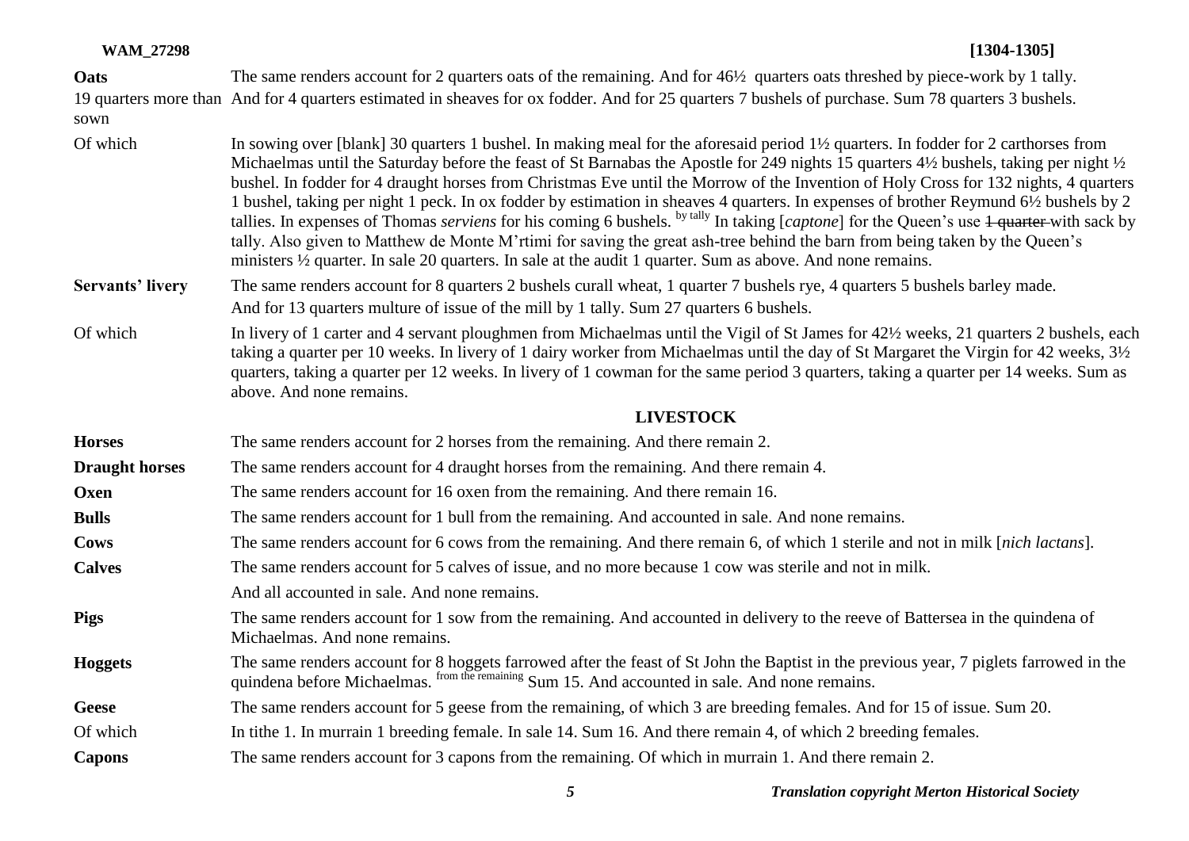| | |
|---|---|
| **Oats** | The same renders account for 2 quarters oats of the remaining. And for 46½ quarters oats threshed by piece-work by 1 tally. |
| 19 quarters more than sown | And for 4 quarters estimated in sheaves for ox fodder. And for 25 quarters 7 bushels of purchase. Sum 78 quarters 3 bushels. |
| Of which | In sowing over [blank] 30 quarters 1 bushel. In making meal for the aforesaid period 1½ quarters. In fodder for 2 carthorses from Michaelmas until the Saturday before the feast of St Barnabas the Apostle for 249 nights 15 quarters 4½ bushels, taking per night ½ bushel. In fodder for 4 draught horses from Christmas Eve until the Morrow of the Invention of Holy Cross for 132 nights, 4 quarters 1 bushel, taking per night 1 peck. In ox fodder by estimation in sheaves 4 quarters. In expenses of brother Reymund 6½ bushels by 2 tallies. In expenses of Thomas *serviens* for his coming 6 bushels. [by tally] In taking [*captone*] for the Queen's use ~~1 quarter~~ with sack by tally. Also given to Matthew de Monte M'rtimi for saving the great ash-tree behind the barn from being taken by the Queen's ministers ½ quarter. In sale 20 quarters. In sale at the audit 1 quarter. Sum as above. And none remains. |
| **Servants' livery** | The same renders account for 8 quarters 2 bushels curall wheat, 1 quarter 7 bushels rye, 4 quarters 5 bushels barley made. And for 13 quarters multure of issue of the mill by 1 tally. Sum 27 quarters 6 bushels. |
| Of which | In livery of 1 carter and 4 servant ploughmen from Michaelmas until the Vigil of St James for 42½ weeks, 21 quarters 2 bushels, each taking a quarter per 10 weeks. In livery of 1 dairy worker from Michaelmas until the day of St Margaret the Virgin for 42 weeks, 3½ quarters, taking a quarter per 12 weeks. In livery of 1 cowman for the same period 3 quarters, taking a quarter per 14 weeks. Sum as above. And none remains. |

## LIVESTOCK

| | |
|---|---|
| **Horses** | The same renders account for 2 horses from the remaining. And there remain 2. |
| **Draught horses** | The same renders account for 4 draught horses from the remaining. And there remain 4. |
| **Oxen** | The same renders account for 16 oxen from the remaining. And there remain 16. |
| **Bulls** | The same renders account for 1 bull from the remaining. And accounted in sale. And none remains. |
| **Cows** | The same renders account for 6 cows from the remaining. And there remain 6, of which 1 sterile and not in milk [*nich lactans*]. |
| **Calves** | The same renders account for 5 calves of issue, and no more because 1 cow was sterile and not in milk. And all accounted in sale. And none remains. |
| **Pigs** | The same renders account for 1 sow from the remaining. And accounted in delivery to the reeve of Battersea in the quindena of Michaelmas. And none remains. |
| **Hoggets** | The same renders account for 8 hoggets farrowed after the feast of St John the Baptist in the previous year, 7 piglets farrowed in the quindena before Michaelmas. [from the remaining] Sum 15. And accounted in sale. And none remains. |
| **Geese** | The same renders account for 5 geese from the remaining, of which 3 are breeding females. And for 15 of issue. Sum 20. |
| Of which | In tithe 1. In murrain 1 breeding female. In sale 14. Sum 16. And there remain 4, of which 2 breeding females. |
| **Capons** | The same renders account for 3 capons from the remaining. Of which in murrain 1. And there remain 2. |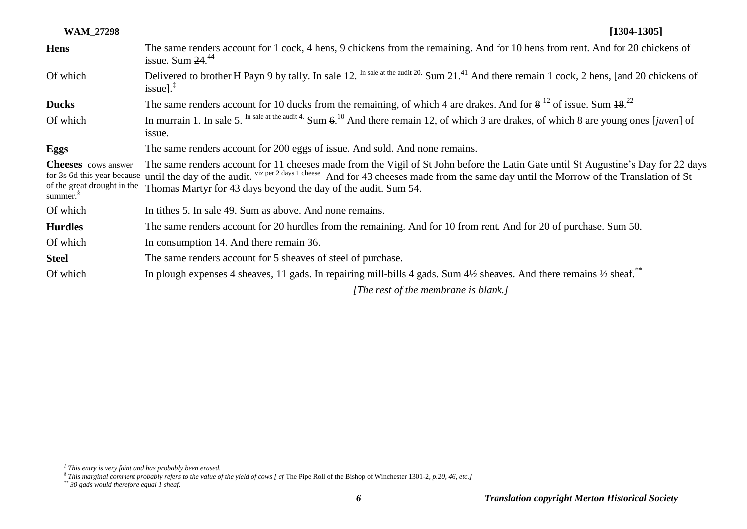| | |
|---|---|
| **Hens** | The same renders account for 1 cock, 4 hens, 9 chickens from the remaining. And for 10 hens from rent. And for 20 chickens of issue. Sum ~~24~~.[44] |
| Of which | Delivered to brother H Payn 9 by tally. In sale 12. [In sale at the audit 20.] Sum ~~21~~.[41] And there remain 1 cock, 2 hens, [and 20 chickens of issue].[‡] |
| **Ducks** | The same renders account for 10 ducks from the remaining, of which 4 are drakes. And for ~~8~~ [12] of issue. Sum ~~18~~.[22] |
| Of which | In murrain 1. In sale 5. [In sale at the audit 4.] Sum ~~6~~.[10] And there remain 12, of which 3 are drakes, of which 8 are young ones [*juven*] of issue. |
| **Eggs** | The same renders account for 200 eggs of issue. And sold. And none remains. |
| **Cheeses** cows answer for 3s 6d this year because of the great drought in the summer.[§] | The same renders account for 11 cheeses made from the Vigil of St John before the Latin Gate until St Augustine's Day for 22 days until the day of the audit. [viz per 2 days 1 cheese] And for 43 cheeses made from the same day until the Morrow of the Translation of St Thomas Martyr for 43 days beyond the day of the audit. Sum 54. |
| Of which | In tithes 5. In sale 49. Sum as above. And none remains. |
| **Hurdles** | The same renders account for 20 hurdles from the remaining. And for 10 from rent. And for 20 of purchase. Sum 50. |
| Of which | In consumption 14. And there remain 36. |
| **Steel** | The same renders account for 5 sheaves of steel of purchase. |
| Of which | In plough expenses 4 sheaves, 11 gads. In repairing mill-bills 4 gads. Sum 4½ sheaves. And there remains ½ sheaf.[**] |

*[The rest of the membrane is blank.]*

---

[‡] *This entry is very faint and has probably been erased.*

[§] *This marginal comment probably refers to the value of the yield of cows [ cf* The Pipe Roll of the Bishop of Winchester 1301-2*, p.20, 46, etc.]*

[**] *30 gads would therefore equal 1 sheaf.*